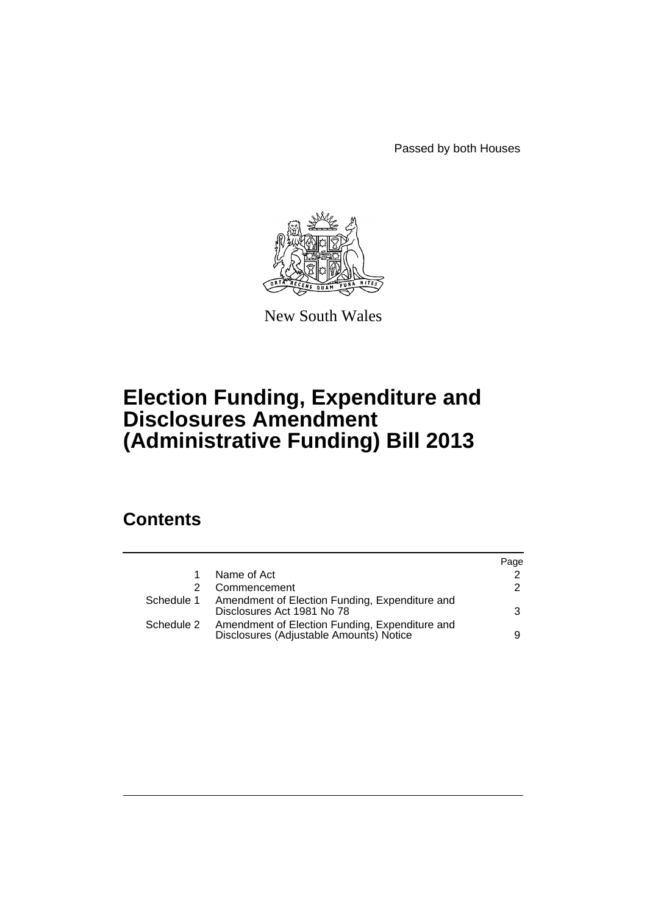Passed by both Houses

New South Wales

# Election Funding, Expenditure and Disclosures Amendment (Administrative Funding) Bill 2013

## Contents

| | | Page |
|---|---|---|
| 1 | Name of Act | 2 |
| 2 | Commencement | 2 |
| Schedule 1 | Amendment of Election Funding, Expenditure and Disclosures Act 1981 No 78 | 3 |
| Schedule 2 | Amendment of Election Funding, Expenditure and Disclosures (Adjustable Amounts) Notice | 9 |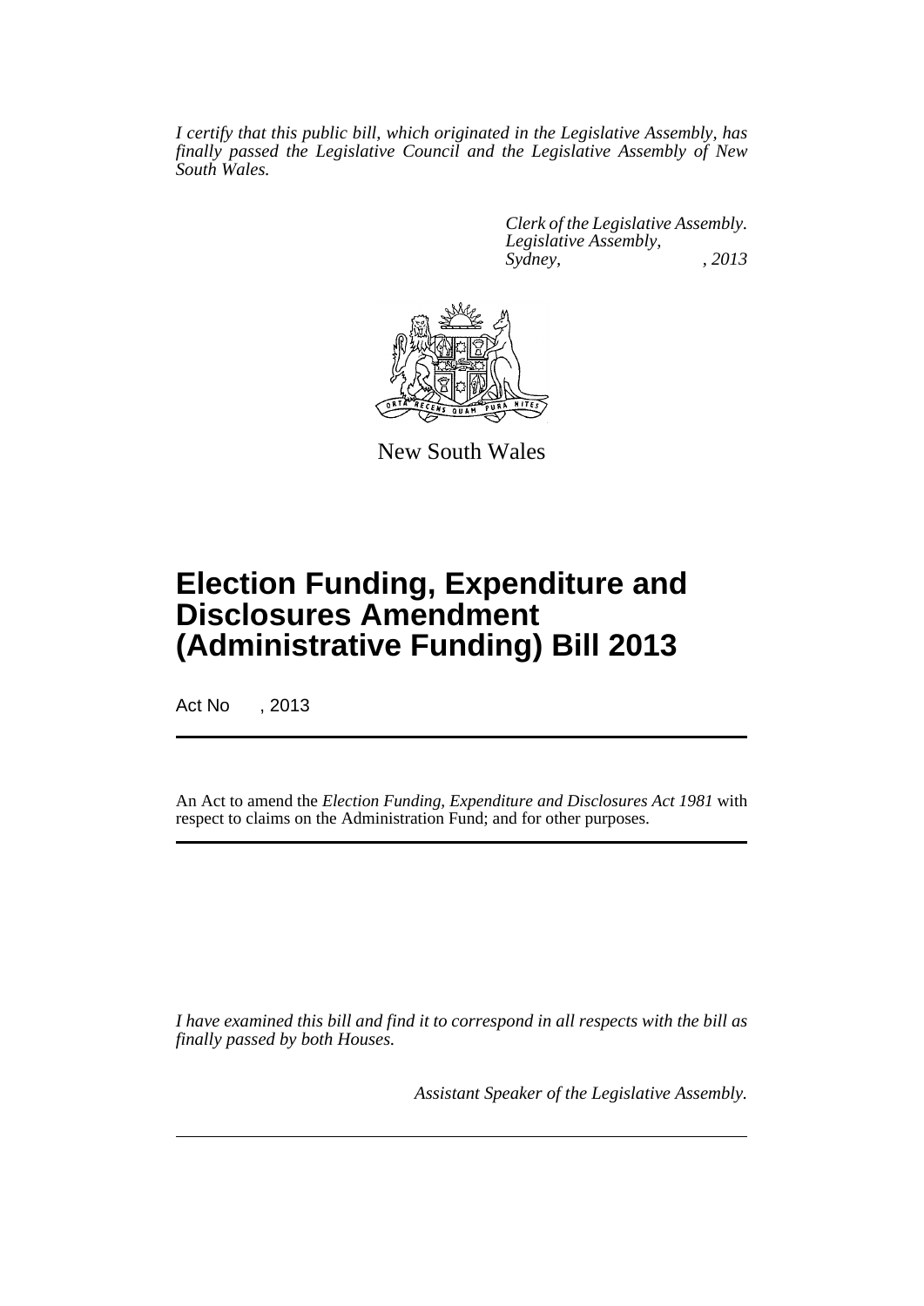*I certify that this public bill, which originated in the Legislative Assembly, has finally passed the Legislative Council and the Legislative Assembly of New South Wales.*

*Clerk of the Legislative Assembly.*
*Legislative Assembly,*
*Sydney, , 2013*

New South Wales

# Election Funding, Expenditure and Disclosures Amendment (Administrative Funding) Bill 2013

Act No , 2013

An Act to amend the *Election Funding, Expenditure and Disclosures Act 1981* with respect to claims on the Administration Fund; and for other purposes.

*I have examined this bill and find it to correspond in all respects with the bill as finally passed by both Houses.*

*Assistant Speaker of the Legislative Assembly.*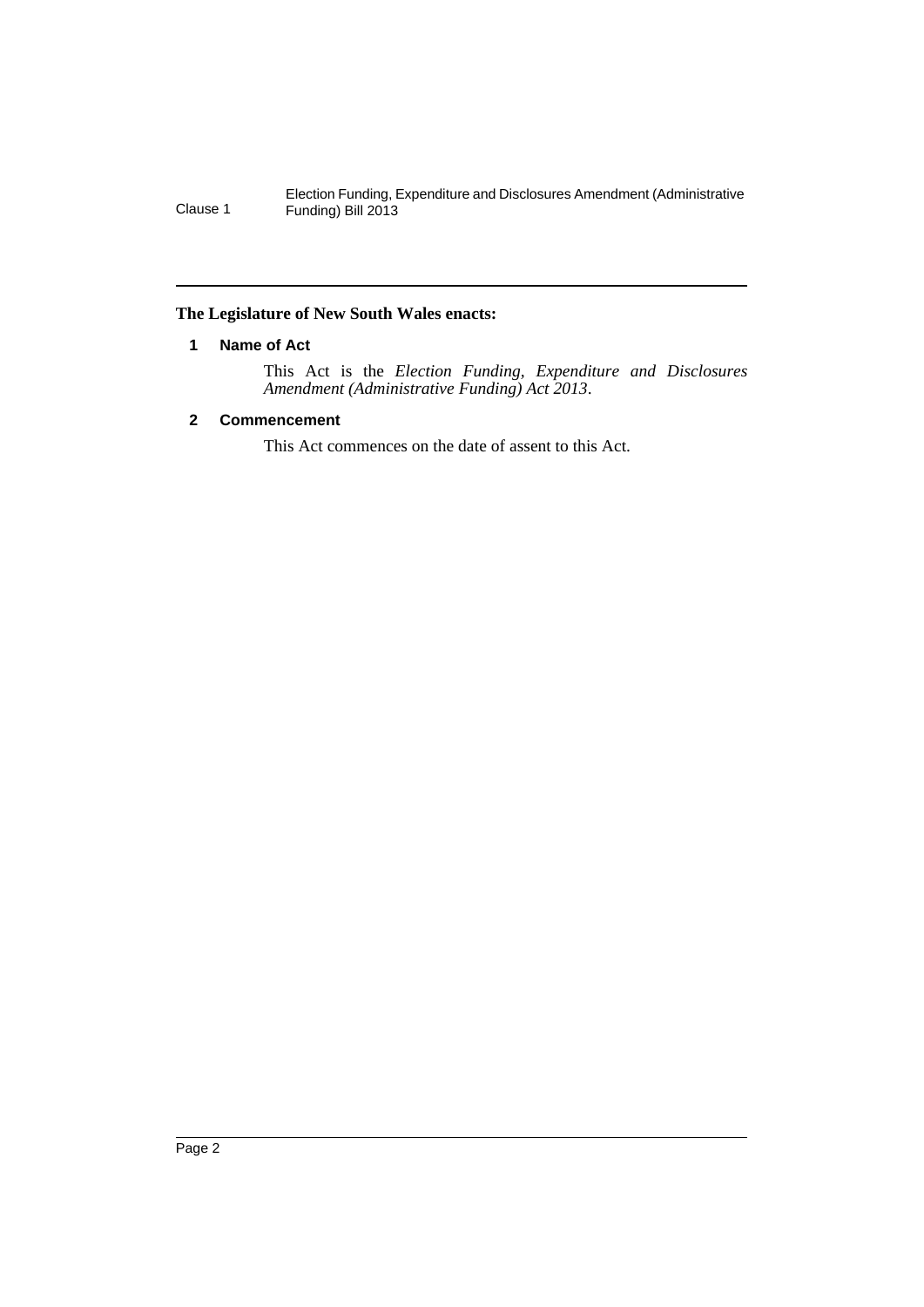**The Legislature of New South Wales enacts:**

### 1 Name of Act

This Act is the *Election Funding, Expenditure and Disclosures Amendment (Administrative Funding) Act 2013*.

### 2 Commencement

This Act commences on the date of assent to this Act.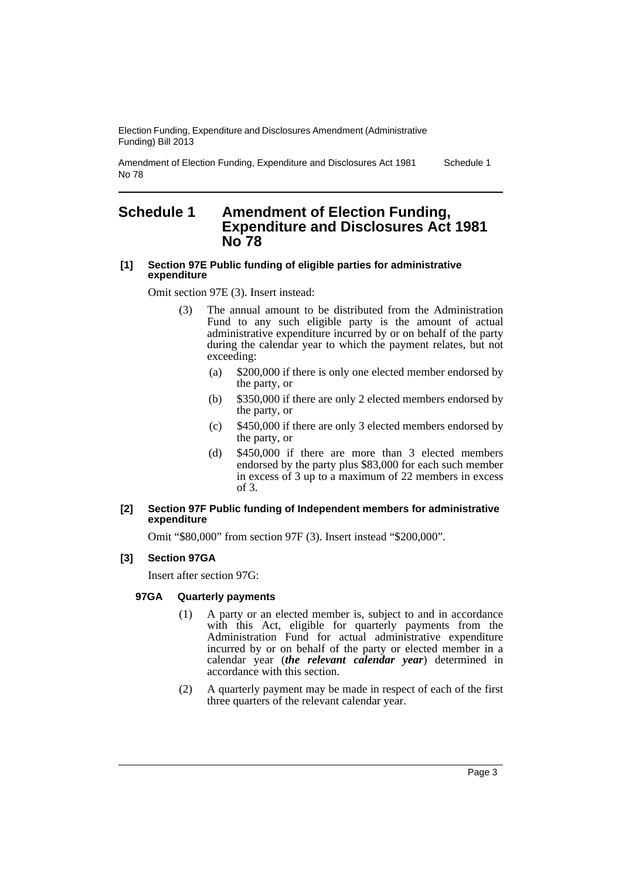# Schedule 1 Amendment of Election Funding, Expenditure and Disclosures Act 1981 No 78

**[1] Section 97E Public funding of eligible parties for administrative expenditure**

Omit section 97E (3). Insert instead:

> (3) The annual amount to be distributed from the Administration Fund to any such eligible party is the amount of actual administrative expenditure incurred by or on behalf of the party during the calendar year to which the payment relates, but not exceeding:
>
> (a) \$200,000 if there is only one elected member endorsed by the party, or
>
> (b) \$350,000 if there are only 2 elected members endorsed by the party, or
>
> (c) \$450,000 if there are only 3 elected members endorsed by the party, or
>
> (d) \$450,000 if there are more than 3 elected members endorsed by the party plus \$83,000 for each such member in excess of 3 up to a maximum of 22 members in excess of 3.

**[2] Section 97F Public funding of Independent members for administrative expenditure**

Omit "\$80,000" from section 97F (3). Insert instead "\$200,000".

**[3] Section 97GA**

Insert after section 97G:

**97GA Quarterly payments**

> (1) A party or an elected member is, subject to and in accordance with this Act, eligible for quarterly payments from the Administration Fund for actual administrative expenditure incurred by or on behalf of the party or elected member in a calendar year (***the relevant calendar year***) determined in accordance with this section.
>
> (2) A quarterly payment may be made in respect of each of the first three quarters of the relevant calendar year.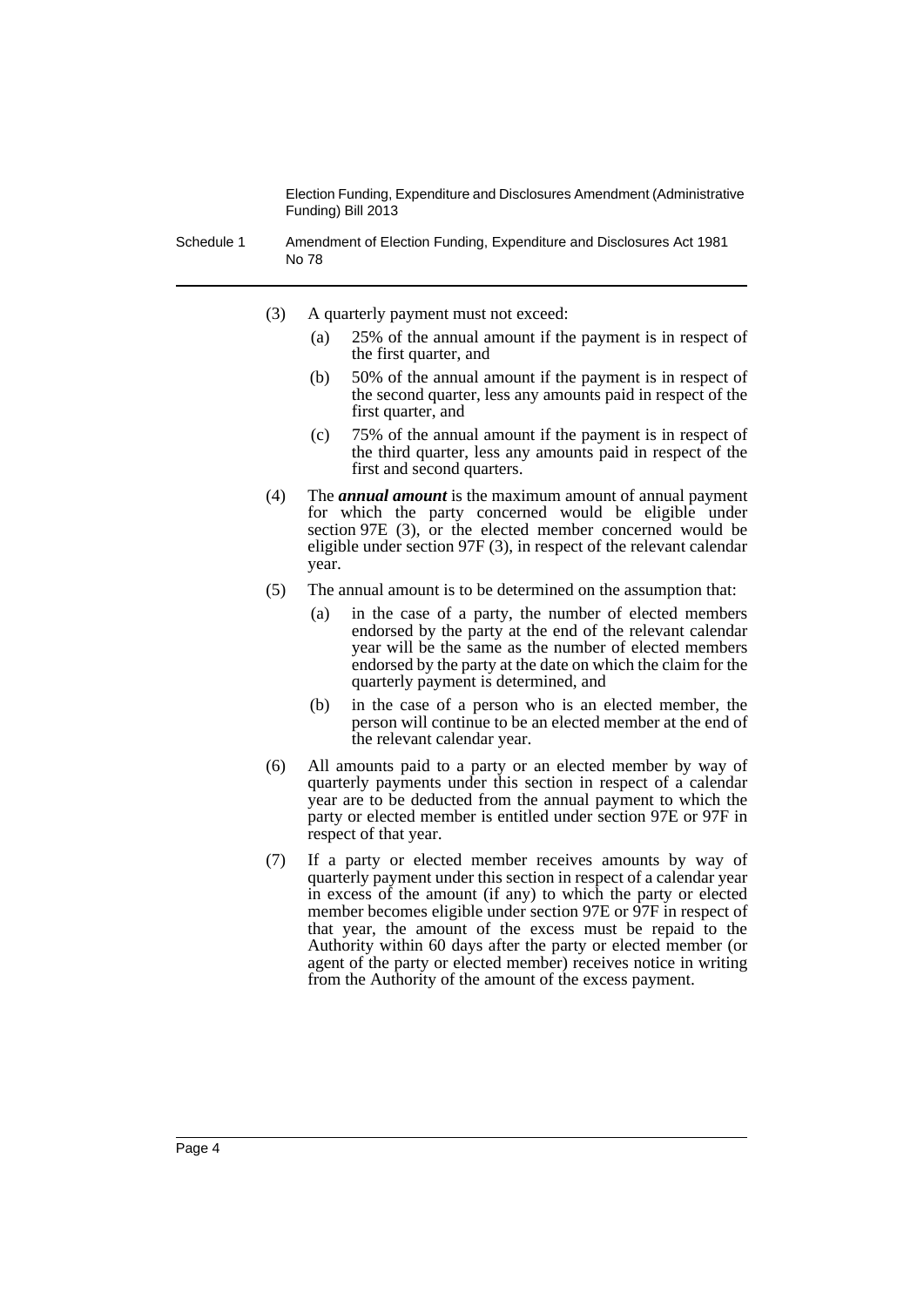(3) A quarterly payment must not exceed:

(a) 25% of the annual amount if the payment is in respect of the first quarter, and

(b) 50% of the annual amount if the payment is in respect of the second quarter, less any amounts paid in respect of the first quarter, and

(c) 75% of the annual amount if the payment is in respect of the third quarter, less any amounts paid in respect of the first and second quarters.

(4) The ***annual amount*** is the maximum amount of annual payment for which the party concerned would be eligible under section 97E (3), or the elected member concerned would be eligible under section 97F (3), in respect of the relevant calendar year.

(5) The annual amount is to be determined on the assumption that:

(a) in the case of a party, the number of elected members endorsed by the party at the end of the relevant calendar year will be the same as the number of elected members endorsed by the party at the date on which the claim for the quarterly payment is determined, and

(b) in the case of a person who is an elected member, the person will continue to be an elected member at the end of the relevant calendar year.

(6) All amounts paid to a party or an elected member by way of quarterly payments under this section in respect of a calendar year are to be deducted from the annual payment to which the party or elected member is entitled under section 97E or 97F in respect of that year.

(7) If a party or elected member receives amounts by way of quarterly payment under this section in respect of a calendar year in excess of the amount (if any) to which the party or elected member becomes eligible under section 97E or 97F in respect of that year, the amount of the excess must be repaid to the Authority within 60 days after the party or elected member (or agent of the party or elected member) receives notice in writing from the Authority of the amount of the excess payment.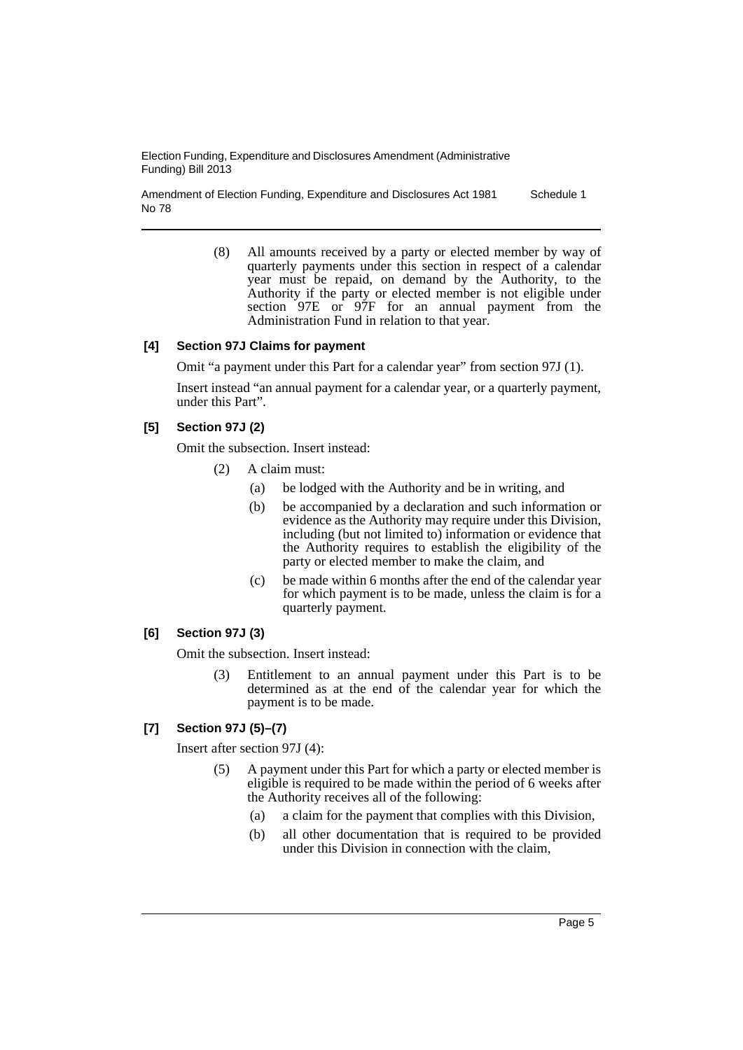(8) All amounts received by a party or elected member by way of quarterly payments under this section in respect of a calendar year must be repaid, on demand by the Authority, to the Authority if the party or elected member is not eligible under section 97E or 97F for an annual payment from the Administration Fund in relation to that year.

### [4] Section 97J Claims for payment

Omit "a payment under this Part for a calendar year" from section 97J (1).

Insert instead "an annual payment for a calendar year, or a quarterly payment, under this Part".

### [5] Section 97J (2)

Omit the subsection. Insert instead:

(2) A claim must:

(a) be lodged with the Authority and be in writing, and

(b) be accompanied by a declaration and such information or evidence as the Authority may require under this Division, including (but not limited to) information or evidence that the Authority requires to establish the eligibility of the party or elected member to make the claim, and

(c) be made within 6 months after the end of the calendar year for which payment is to be made, unless the claim is for a quarterly payment.

### [6] Section 97J (3)

Omit the subsection. Insert instead:

(3) Entitlement to an annual payment under this Part is to be determined as at the end of the calendar year for which the payment is to be made.

### [7] Section 97J (5)–(7)

Insert after section 97J (4):

(5) A payment under this Part for which a party or elected member is eligible is required to be made within the period of 6 weeks after the Authority receives all of the following:

(a) a claim for the payment that complies with this Division,

(b) all other documentation that is required to be provided under this Division in connection with the claim,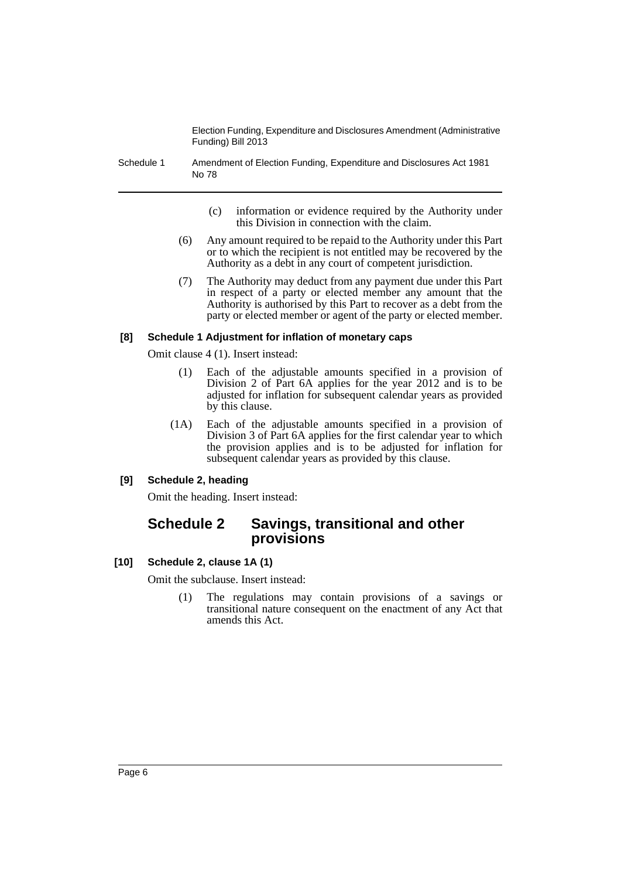(c) information or evidence required by the Authority under this Division in connection with the claim.

(6) Any amount required to be repaid to the Authority under this Part or to which the recipient is not entitled may be recovered by the Authority as a debt in any court of competent jurisdiction.

(7) The Authority may deduct from any payment due under this Part in respect of a party or elected member any amount that the Authority is authorised by this Part to recover as a debt from the party or elected member or agent of the party or elected member.

**[8] Schedule 1 Adjustment for inflation of monetary caps**

Omit clause 4 (1). Insert instead:

(1) Each of the adjustable amounts specified in a provision of Division 2 of Part 6A applies for the year 2012 and is to be adjusted for inflation for subsequent calendar years as provided by this clause.

(1A) Each of the adjustable amounts specified in a provision of Division 3 of Part 6A applies for the first calendar year to which the provision applies and is to be adjusted for inflation for subsequent calendar years as provided by this clause.

**[9] Schedule 2, heading**

Omit the heading. Insert instead:

## Schedule 2 Savings, transitional and other provisions

**[10] Schedule 2, clause 1A (1)**

Omit the subclause. Insert instead:

(1) The regulations may contain provisions of a savings or transitional nature consequent on the enactment of any Act that amends this Act.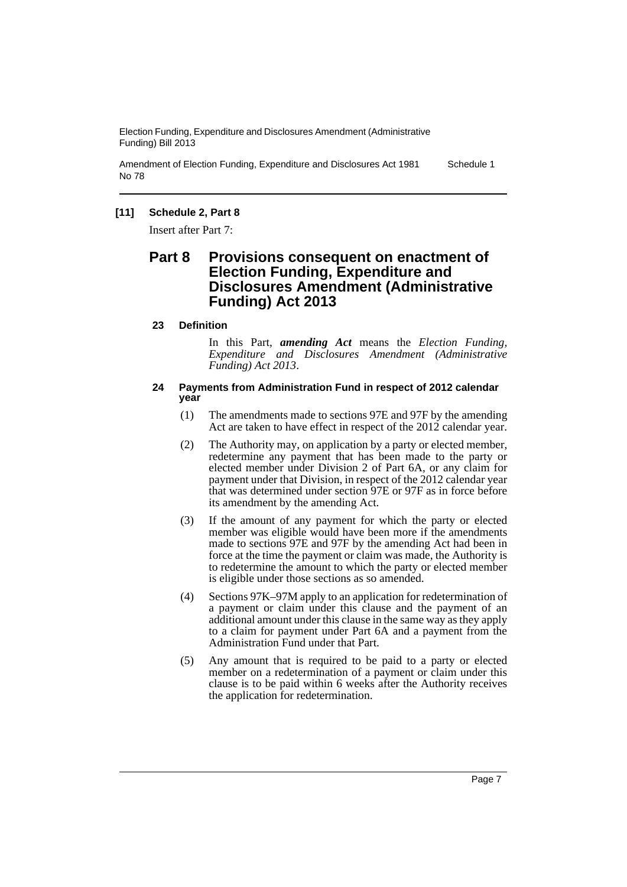## [11] Schedule 2, Part 8

Insert after Part 7:

# Part 8 Provisions consequent on enactment of Election Funding, Expenditure and Disclosures Amendment (Administrative Funding) Act 2013

### 23 Definition

In this Part, ***amending Act*** means the *Election Funding, Expenditure and Disclosures Amendment (Administrative Funding) Act 2013*.

### 24 Payments from Administration Fund in respect of 2012 calendar year

(1) The amendments made to sections 97E and 97F by the amending Act are taken to have effect in respect of the 2012 calendar year.

(2) The Authority may, on application by a party or elected member, redetermine any payment that has been made to the party or elected member under Division 2 of Part 6A, or any claim for payment under that Division, in respect of the 2012 calendar year that was determined under section 97E or 97F as in force before its amendment by the amending Act.

(3) If the amount of any payment for which the party or elected member was eligible would have been more if the amendments made to sections 97E and 97F by the amending Act had been in force at the time the payment or claim was made, the Authority is to redetermine the amount to which the party or elected member is eligible under those sections as so amended.

(4) Sections 97K–97M apply to an application for redetermination of a payment or claim under this clause and the payment of an additional amount under this clause in the same way as they apply to a claim for payment under Part 6A and a payment from the Administration Fund under that Part.

(5) Any amount that is required to be paid to a party or elected member on a redetermination of a payment or claim under this clause is to be paid within 6 weeks after the Authority receives the application for redetermination.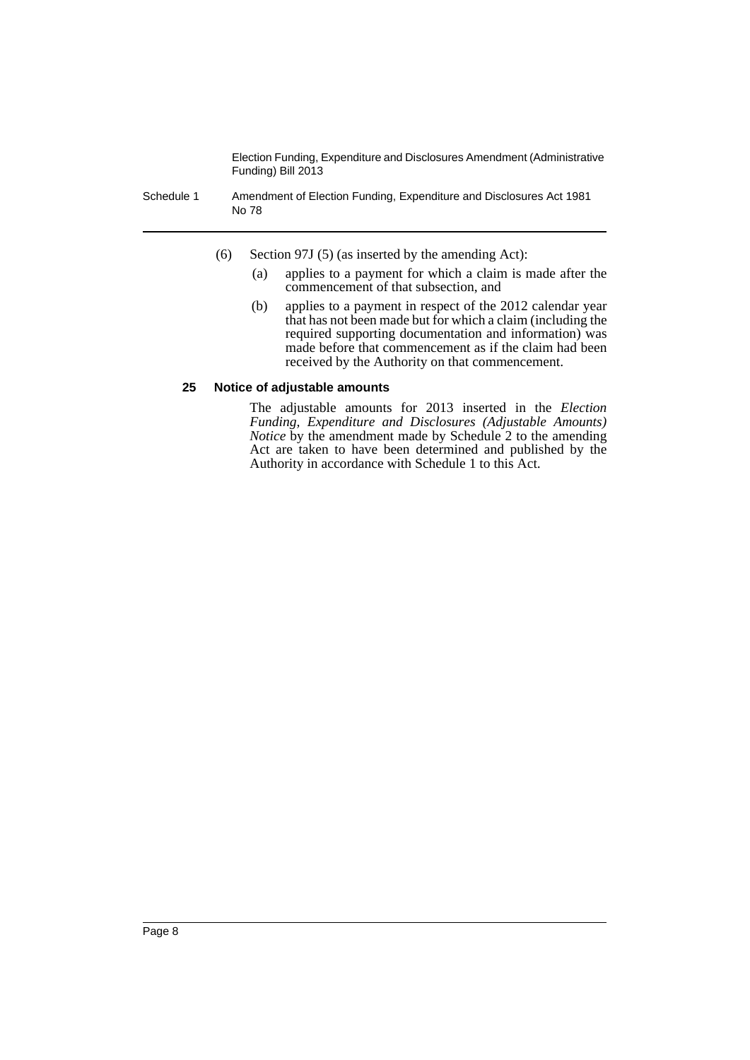(6) Section 97J (5) (as inserted by the amending Act):

(a) applies to a payment for which a claim is made after the commencement of that subsection, and

(b) applies to a payment in respect of the 2012 calendar year that has not been made but for which a claim (including the required supporting documentation and information) was made before that commencement as if the claim had been received by the Authority on that commencement.

### 25 Notice of adjustable amounts

The adjustable amounts for 2013 inserted in the *Election Funding, Expenditure and Disclosures (Adjustable Amounts) Notice* by the amendment made by Schedule 2 to the amending Act are taken to have been determined and published by the Authority in accordance with Schedule 1 to this Act.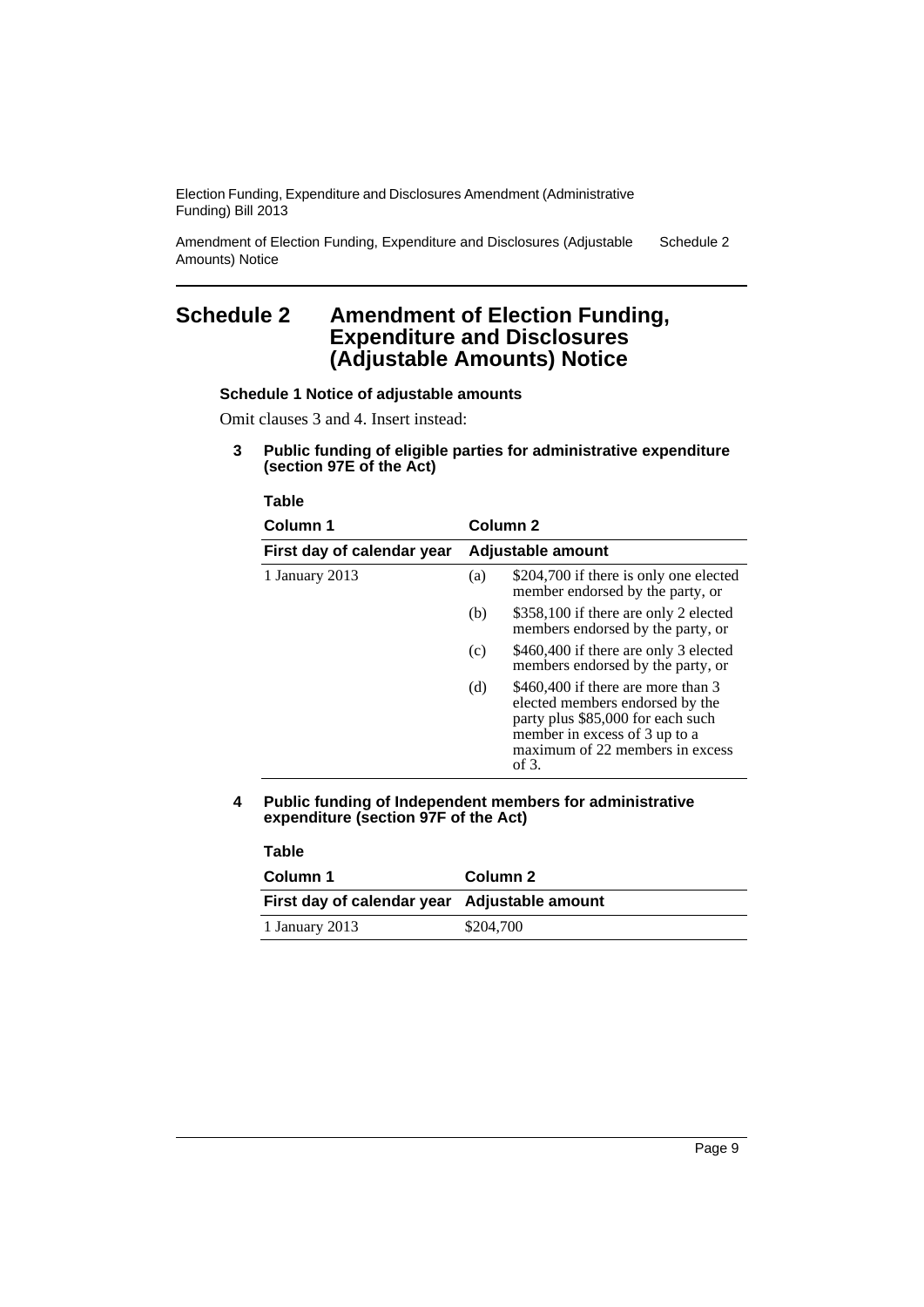# Schedule 2 Amendment of Election Funding, Expenditure and Disclosures (Adjustable Amounts) Notice

**Schedule 1 Notice of adjustable amounts**

Omit clauses 3 and 4. Insert instead:

### 3 Public funding of eligible parties for administrative expenditure (section 97E of the Act)

**Table**

| Column 1 | Column 2 |
| --- | --- |
| **First day of calendar year** | **Adjustable amount** |
| 1 January 2013 | (a) $204,700 if there is only one elected member endorsed by the party, or |
| | (b) $358,100 if there are only 2 elected members endorsed by the party, or |
| | (c) $460,400 if there are only 3 elected members endorsed by the party, or |
| | (d) $460,400 if there are more than 3 elected members endorsed by the party plus $85,000 for each such member in excess of 3 up to a maximum of 22 members in excess of 3. |

### 4 Public funding of Independent members for administrative expenditure (section 97F of the Act)

**Table**

| Column 1 | Column 2 |
| --- | --- |
| **First day of calendar year** | **Adjustable amount** |
| 1 January 2013 | $204,700 |